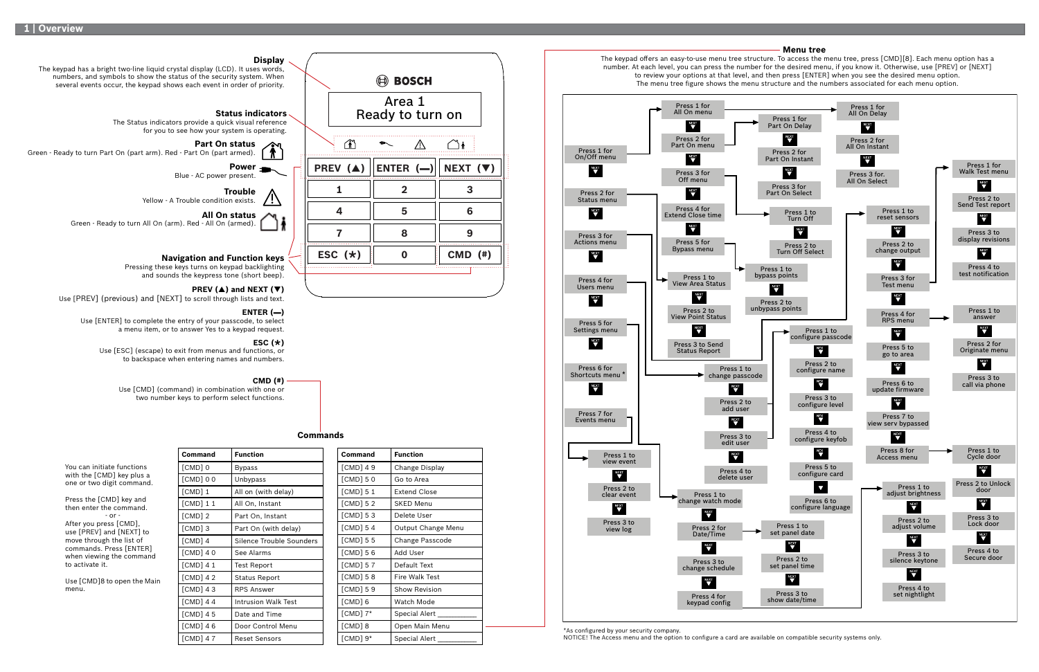# 1 | Overview

### Display

The keypad has a bright two-line liquid crystal display (LCD). It uses words, numbers, and symbols to show the status of the security system. When several events occur, the keypad shows each event in order of priority.

### Status indicators

The Status indicators provide a quick visual reference for you to see how your system is operating.

**Part On status**
Green - Ready to turn Part On (part arm). Red - Part On (part armed).

**Power**
Blue - AC power present.

**Trouble**
Yellow - A Trouble condition exists.

**All On status**
Green - Ready to turn All On (arm). Red - All On (armed).

### Navigation and Function keys

Pressing these keys turns on keypad backlighting and sounds the keypress tone (short beep).

**PREV (▲) and NEXT (▼)**
Use [PREV] (previous) and [NEXT] to scroll through lists and text.

**ENTER (—)**
Use [ENTER] to complete the entry of your passcode, to select a menu item, or to answer Yes to a keypad request.

**ESC (✶)**
Use [ESC] (escape) to exit from menus and functions, or to backspace when entering names and numbers.

**CMD (#)**
Use [CMD] (command) in combination with one or two number keys to perform select functions.

BOSCH

Area 1
Ready to turn on

PREV (▲) | ENTER (—) | NEXT (▼)
1 | 2 | 3
4 | 5 | 6
7 | 8 | 9
ESC (✶) | 0 | CMD (#)

### Commands

You can initiate functions with the [CMD] key plus a one or two digit command.

Press the [CMD] key and then enter the command.
- or -
After you press [CMD], use [PREV] and [NEXT] to move through the list of commands. Press [ENTER] when viewing the command to activate it.

Use [CMD]8 to open the Main menu.

| Command | Function |
|---|---|
| [CMD] 0 | Bypass |
| [CMD] 0 0 | Unbypass |
| [CMD] 1 | All on (with delay) |
| [CMD] 1 1 | All On, Instant |
| [CMD] 2 | Part On, Instant |
| [CMD] 3 | Part On (with delay) |
| [CMD] 4 | Silence Trouble Sounders |
| [CMD] 4 0 | See Alarms |
| [CMD] 4 1 | Test Report |
| [CMD] 4 2 | Status Report |
| [CMD] 4 3 | RPS Answer |
| [CMD] 4 4 | Intrusion Walk Test |
| [CMD] 4 5 | Date and Time |
| [CMD] 4 6 | Door Control Menu |
| [CMD] 4 7 | Reset Sensors |

| Command | Function |
|---|---|
| [CMD] 4 9 | Change Display |
| [CMD] 5 0 | Go to Area |
| [CMD] 5 1 | Extend Close |
| [CMD] 5 2 | SKED Menu |
| [CMD] 5 3 | Delete User |
| [CMD] 5 4 | Output Change Menu |
| [CMD] 5 5 | Change Passcode |
| [CMD] 5 6 | Add User |
| [CMD] 5 7 | Default Text |
| [CMD] 5 8 | Fire Walk Test |
| [CMD] 5 9 | Show Revision |
| [CMD] 6 | Watch Mode |
| [CMD] 7* | Special Alert ________ |
| [CMD] 8 | Open Main Menu |
| [CMD] 9* | Special Alert ________ |

### Menu tree

The keypad offers an easy-to-use menu tree structure. To access the menu tree, press [CMD][8]. Each menu option has a number. At each level, you can press the number for the desired menu, if you know it. Otherwise, use [PREV] or [NEXT] to review your options at that level, and then press [ENTER] when you see the desired menu option.
The menu tree figure shows the menu structure and the numbers associated for each menu option.

- Press 1 for On/Off menu
  - Press 1 for All On menu
    - Press 1 for All On Delay
    - Press 2 for All On Instant
    - Press 3 for. All On Select
  - Press 2 for Part On menu
    - Press 1 for Part On Delay
    - Press 2 for Part On Instant
    - Press 3 for Part On Select
  - Press 3 for Off menu
    - Press 1 to Turn Off
    - Press 2 to Turn Off Select
  - Press 4 for Extend Close time
  - Press 5 for Bypass menu
    - Press 1 to bypass points
    - Press 2 to unbypass points
- Press 2 for Status menu
  - Press 1 to View Area Status
  - Press 2 to View Point Status
  - Press 3 to Send Status Report
- Press 3 for Actions menu
  - Press 1 to reset sensors
  - Press 2 to change output
  - Press 3 for Test menu
    - Press 1 for Walk Test menu
    - Press 2 to Send Test report
    - Press 3 to display revisions
    - Press 4 to test notification
  - Press 4 for RPS menu
    - Press 1 to answer
    - Press 2 for Originate menu
    - Press 3 to call via phone
  - Press 5 to go to area
  - Press 6 to update firmware
  - Press 7 to view serv bypassed
  - Press 8 for Access menu
    - Press 1 to Cycle door
    - Press 2 to Unlock door
    - Press 3 to Lock door
    - Press 4 to Secure door
- Press 4 for Users menu
  - Press 1 to change passcode
  - Press 2 to add user
  - Press 3 to edit user
    - Press 1 to configure passcode
    - Press 2 to configure name
    - Press 3 to configure level
    - Press 4 to configure keyfob
    - Press 5 to configure card
    - Press 6 to configure language
  - Press 4 to delete user
- Press 5 for Settings menu
  - Press 1 to change watch mode
  - Press 2 for Date/Time
    - Press 1 to set panel date
    - Press 2 to set panel time
    - Press 3 to show date/time
  - Press 3 to change schedule
  - Press 4 for keypad config
    - Press 1 to adjust brightness
    - Press 2 to adjust volume
    - Press 3 to silence keytone
    - Press 4 to set nightlight
- Press 6 for Shortcuts menu *
- Press 7 for Events menu
  - Press 1 to view event
  - Press 2 to clear event
  - Press 3 to view log

*As configured by your security company.
NOTICE! The Access menu and the option to configure a card are available on compatible security systems only.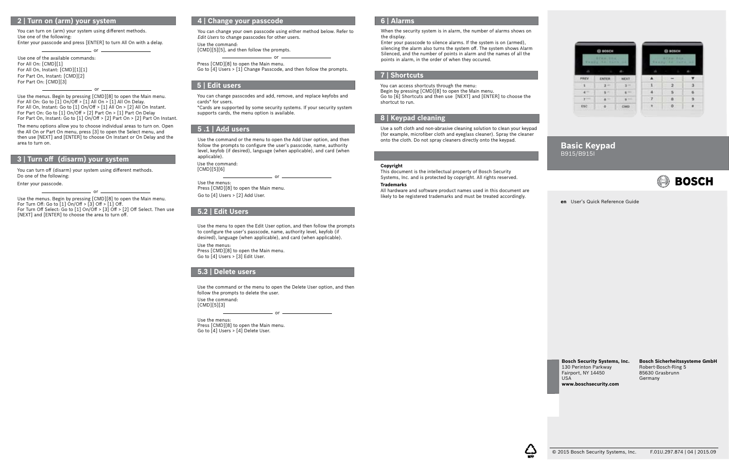## 2 | Turn on (arm) your system

You can turn on (arm) your system using different methods.
Use one of the following:
Enter your passcode and press [ENTER] to turn All On with a delay.

or

Use one of the available commands:
For All On: [CMD][1]
For All On, Instant: [CMD][1][1]
For Part On, Instant: [CMD][2]
For Part On: [CMD][3]

or

Use the menus. Begin by pressing [CMD][8] to open the Main menu.
For All On: Go to [1] On/Off > [1] All On > [1] All On Delay.
For All On, Instant: Go to [1] On/Off > [1] All On > [2] All On Instant.
For Part On: Go to [1] On/Off > [2] Part On > [1] Part On Delay
For Part On, Instant: Go to [1] On/Off > [2] Part On > [2] Part On Instant.

The menu options allow you to choose individual areas to turn on. Open the All On or Part On menu, press [3] to open the Select menu, and then use [NEXT] and [ENTER] to choose On Instant or On Delay and the area to turn on.

## 3 | Turn off (disarm) your system

You can turn off (disarm) your system using different methods.
Do one of the following:

Enter your passcode.

or

Use the menus. Begin by pressing [CMD][8] to open the Main menu.
For Turn Off: Go to [1] On/Off > [3] Off > [1] Off.
For Turn Off Select: Go to [1] On/Off > [3] Off > [2] Off Select. Then use [NEXT] and [ENTER] to choose the area to turn off.

## 4 | Change your passcode

You can change your own passcode using either method below. Refer to *Edit Users* to change passcodes for other users.

Use the command:
[CMD][5][5], and then follow the prompts.

or

Press [CMD][8] to open the Main menu.
Go to [4] Users > [1] Change Passcode, and then follow the prompts.

## 5 | Edit users

You can change passcodes and add, remove, and replace keyfobs and cards* for users.
*Cards are supported by some security systems. If your security system supports cards, the menu option is available.

## 5 .1 | Add users

Use the command or the menu to open the Add User option, and then follow the prompts to configure the user's passcode, name, authority level, keyfob (if desired), language (when applicable), and card (when applicable).

Use the command:
[CMD][5][6]

or

Use the menus:
Press [CMD][8] to open the Main menu.

Go to [4] Users > [2] Add User.

## 5.2 | Edit Users

Use the menu to open the Edit User option, and then follow the prompts to configure the user's passcode, name, authority level, keyfob (if desired), language (when applicable), and card (when applicable).

Use the menus:
Press [CMD][8] to open the Main menu.
Go to [4] Users > [3] Edit User.

## 5.3 | Delete users

Use the command or the menu to open the Delete User option, and then follow the prompts to delete the user.

Use the command:
[CMD][5][3]

or

Use the menus:
Press [CMD][8] to open the Main menu.
Go to [4] Users > [4] Delete User.

## 6 | Alarms

When the security system is in alarm, the number of alarms shows on the display.
Enter your passcode to silence alarms. If the system is on (armed), silencing the alarm also turns the system off. The system shows Alarm Silenced, and the number of points in alarm and the names of all the points in alarm, in the order of when they occured.

## 7 | Shortcuts

You can access shortcuts through the menu:
Begin by pressing [CMD][8] to open the Main menu.
Go to [6] Shortcuts and then use [NEXT] and [ENTER] to choose the shortcut to run.

## 8 | Keypad cleaning

Use a soft cloth and non-abrasive cleaning solution to clean your keypad (for example, microfiber cloth and eyeglass cleaner). Spray the cleaner onto the cloth. Do not spray cleaners directly onto the keypad.

**Copyright**
This document is the intellectual property of Bosch Security Systems, Inc. and is protected by copyright. All rights reserved.

**Trademarks**
All hardware and software product names used in this document are likely to be registered trademarks and must be treated accordingly.

# Basic Keypad

B915/B915I

BOSCH

**en** User's Quick Reference Guide

**Bosch Security Systems, Inc.**
130 Perinton Parkway
Fairport, NY 14450
USA
**www.boschsecurity.com**

**Bosch Sicherheitssysteme GmbH**
Robert-Bosch-Ring 5
85630 Grasbrunn
Germany

© 2015 Bosch Security Systems, Inc. F.01U.297.874 | 04 | 2015.09